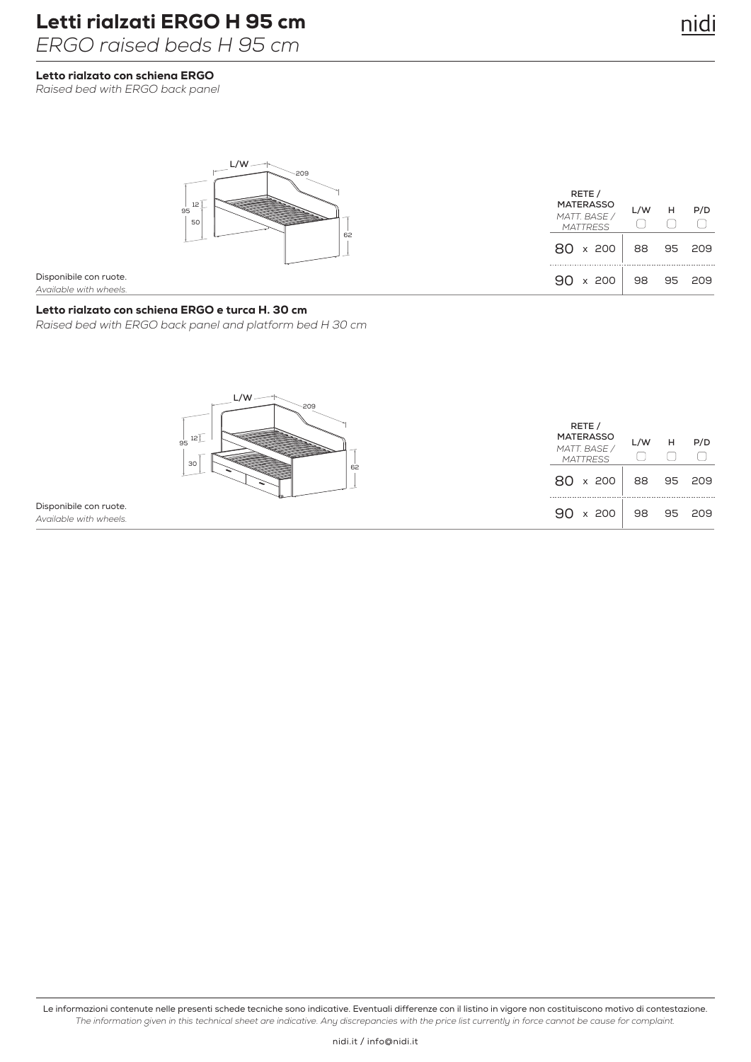# Letti rialzati ERGO H 95 cm

*ERGO raised beds H 95 cm*

### Letto rialzato con schiena ERGO

*Raised bed with ERGO back panel*

| RETE / MATERASSO *MATT. BASE / MATTRESS* | L/W | H | P/D |
|---|---|---|---|
| 80 x 200 | 88 | 95 | 209 |
| 90 x 200 | 98 | 95 | 209 |

Disponibile con ruote.
*Available with wheels.*

### Letto rialzato con schiena ERGO e turca H. 30 cm

*Raised bed with ERGO back panel and platform bed H 30 cm*

| RETE / MATERASSO *MATT. BASE / MATTRESS* | L/W | H | P/D |
|---|---|---|---|
| 80 x 200 | 88 | 95 | 209 |
| 90 x 200 | 98 | 95 | 209 |

Disponibile con ruote.
*Available with wheels.*

Le informazioni contenute nelle presenti schede tecniche sono indicative. Eventuali differenze con il listino in vigore non costituiscono motivo di contestazione.
*The information given in this technical sheet are indicative. Any discrepancies with the price list currently in force cannot be cause for complaint.*

nidi.it / info@nidi.it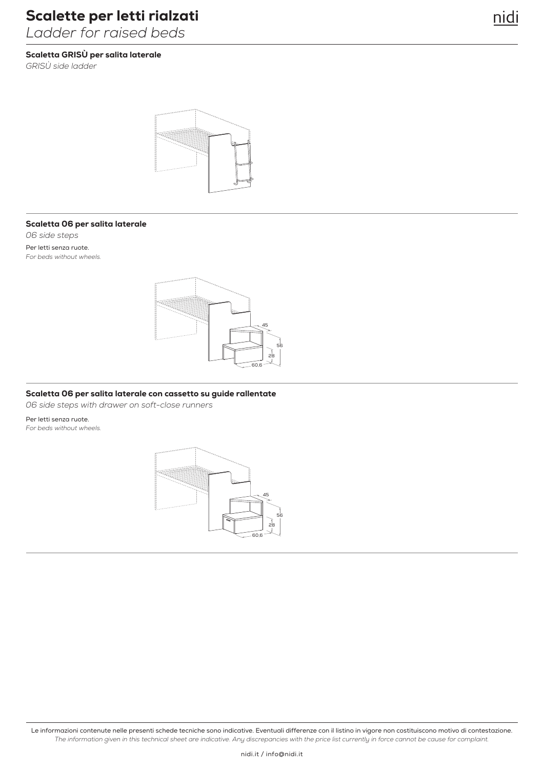# Scalette per letti rialzati

*Ladder for raised beds*

### Scaletta GRISÙ per salita laterale

*GRISÙ side ladder*

### Scaletta 06 per salita laterale

*06 side steps*

Per letti senza ruote.
*For beds without wheels.*

45
56
28
60.6

### Scaletta 06 per salita laterale con cassetto su guide rallentate

*06 side steps with drawer on soft-close runners*

Per letti senza ruote.
*For beds without wheels.*

45
56
28
60.6

Le informazioni contenute nelle presenti schede tecniche sono indicative. Eventuali differenze con il listino in vigore non costituiscono motivo di contestazione.
*The information given in this technical sheet are indicative. Any discrepancies with the price list currently in force cannot be cause for complaint.*

nidi.it / info@nidi.it